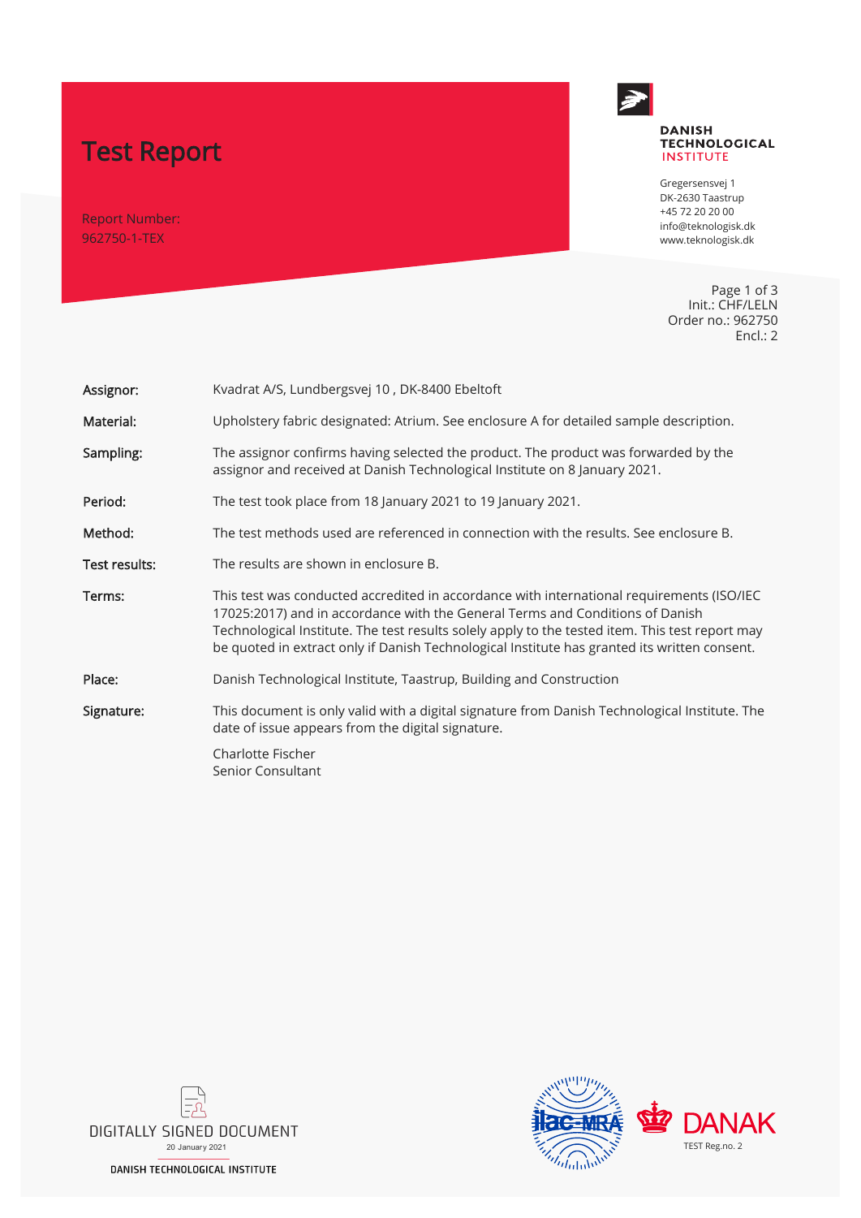# Test Report

Report Number:
962750-1-TEX

**DANISH TECHNOLOGICAL INSTITUTE**

Gregersensvej 1
DK-2630 Taastrup
+45 72 20 20 00
info@teknologisk.dk
www.teknologisk.dk

Init.: CHF/LELN
Order no.: 962750
Encl.: 2

| | |
|---|---|
| **Assignor:** | Kvadrat A/S, Lundbergsvej 10 , DK-8400 Ebeltoft |
| **Material:** | Upholstery fabric designated: Atrium. See enclosure A for detailed sample description. |
| **Sampling:** | The assignor confirms having selected the product. The product was forwarded by the assignor and received at Danish Technological Institute on 8 January 2021. |
| **Period:** | The test took place from 18 January 2021 to 19 January 2021. |
| **Method:** | The test methods used are referenced in connection with the results. See enclosure B. |
| **Test results:** | The results are shown in enclosure B. |
| **Terms:** | This test was conducted accredited in accordance with international requirements (ISO/IEC 17025:2017) and in accordance with the General Terms and Conditions of Danish Technological Institute. The test results solely apply to the tested item. This test report may be quoted in extract only if Danish Technological Institute has granted its written consent. |
| **Place:** | Danish Technological Institute, Taastrup, Building and Construction |
| **Signature:** | This document is only valid with a digital signature from Danish Technological Institute. The date of issue appears from the digital signature. |

Charlotte Fischer
Senior Consultant

DIGITALLY SIGNED DOCUMENT
20 January 2021
DANISH TECHNOLOGICAL INSTITUTE

ilac-MRA

DANAK
TEST Reg.no. 2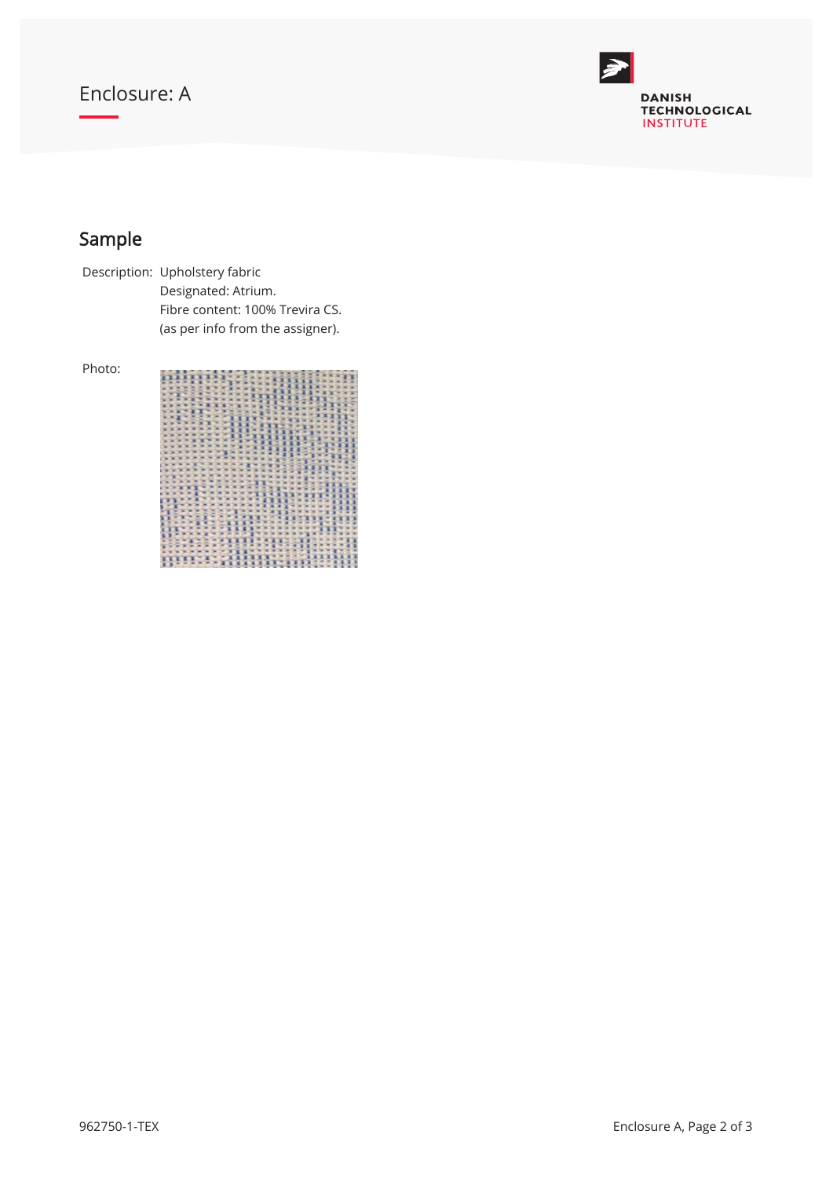# Enclosure: A

## Sample

Description: Upholstery fabric
Designated: Atrium.
Fibre content: 100% Trevira CS.
(as per info from the assigner).

Photo:

962750-1-TEX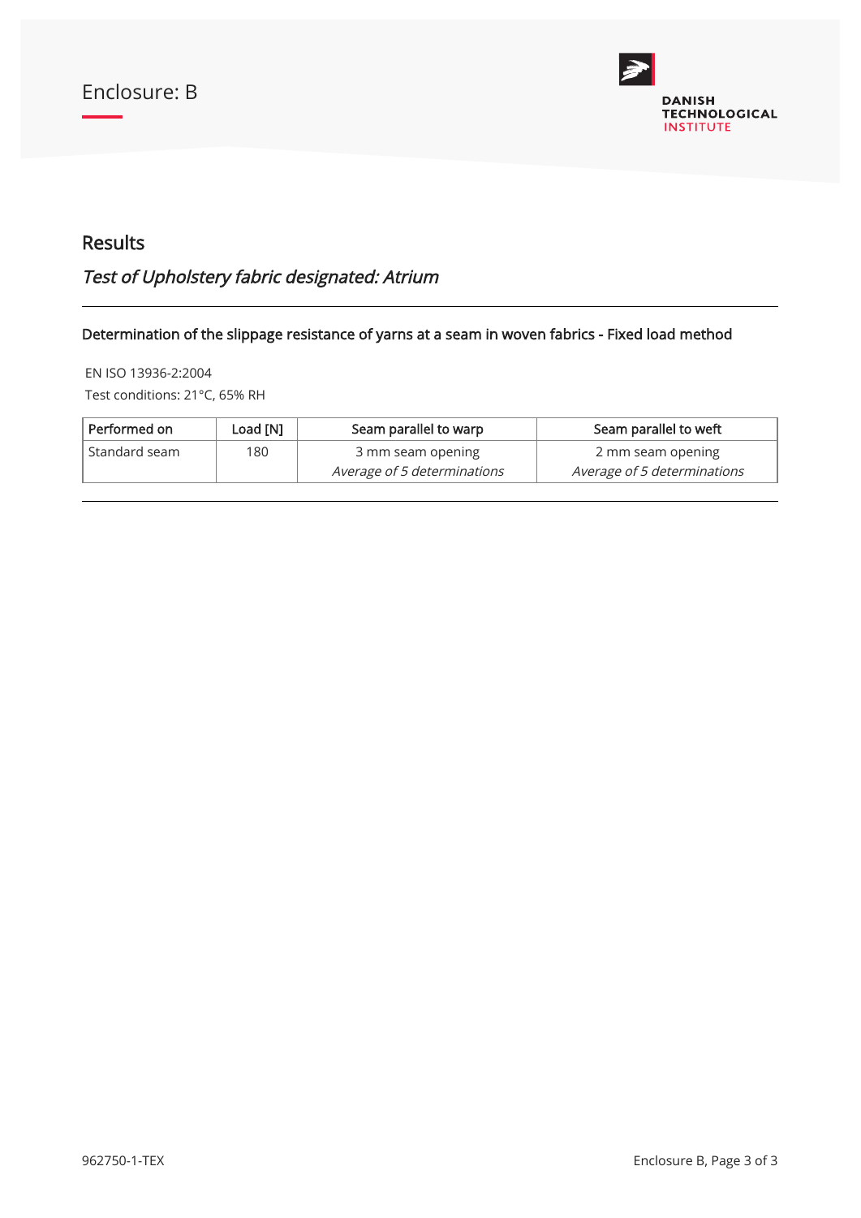Enclosure: B

## Results

### *Test of Upholstery fabric designated: Atrium*

---

#### Determination of the slippage resistance of yarns at a seam in woven fabrics - Fixed load method

EN ISO 13936-2:2004

Test conditions: 21°C, 65% RH

| Performed on | Load [N] | Seam parallel to warp | Seam parallel to weft |
|---|---|---|---|
| Standard seam | 180 | 3 mm seam opening<br>*Average of 5 determinations* | 2 mm seam opening<br>*Average of 5 determinations* |

---